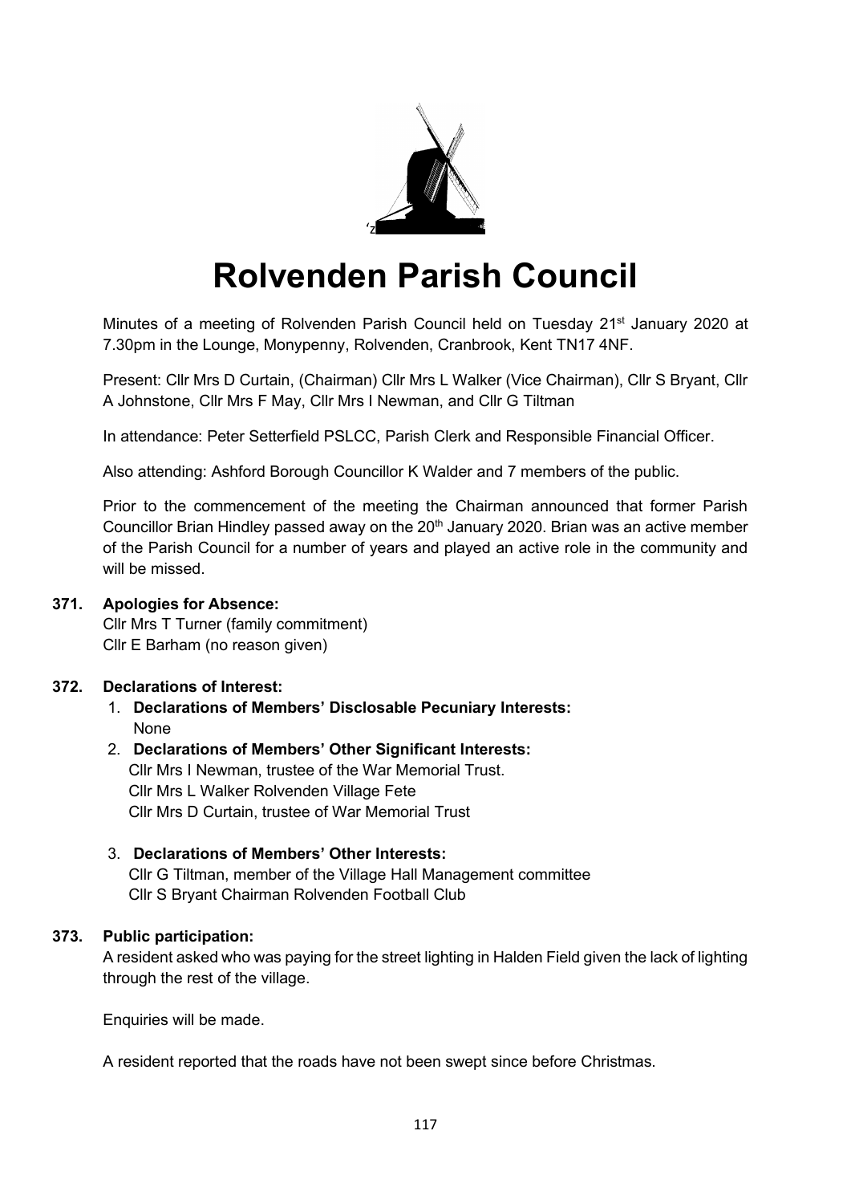# Rolvenden Parish Council

Minutes of a meeting of Rolvenden Parish Council held on Tuesday 21st January 2020 at 7.30pm in the Lounge, Monypenny, Rolvenden, Cranbrook, Kent TN17 4NF.

Present: Cllr Mrs D Curtain, (Chairman) Cllr Mrs L Walker (Vice Chairman), Cllr S Bryant, Cllr A Johnstone, Cllr Mrs F May, Cllr Mrs I Newman, and Cllr G Tiltman

In attendance: Peter Setterfield PSLCC, Parish Clerk and Responsible Financial Officer.

Also attending: Ashford Borough Councillor K Walder and 7 members of the public.

Prior to the commencement of the meeting the Chairman announced that former Parish Councillor Brian Hindley passed away on the 20th January 2020. Brian was an active member of the Parish Council for a number of years and played an active role in the community and will be missed.

**371. Apologies for Absence:**

Cllr Mrs T Turner (family commitment)
Cllr E Barham (no reason given)

**372. Declarations of Interest:**

1. **Declarations of Members' Disclosable Pecuniary Interests:**
   None
2. **Declarations of Members' Other Significant Interests:**
   Cllr Mrs I Newman, trustee of the War Memorial Trust.
   Cllr Mrs L Walker Rolvenden Village Fete
   Cllr Mrs D Curtain, trustee of War Memorial Trust
3. **Declarations of Members' Other Interests:**
   Cllr G Tiltman, member of the Village Hall Management committee
   Cllr S Bryant Chairman Rolvenden Football Club

**373. Public participation:**

A resident asked who was paying for the street lighting in Halden Field given the lack of lighting through the rest of the village.

Enquiries will be made.

A resident reported that the roads have not been swept since before Christmas.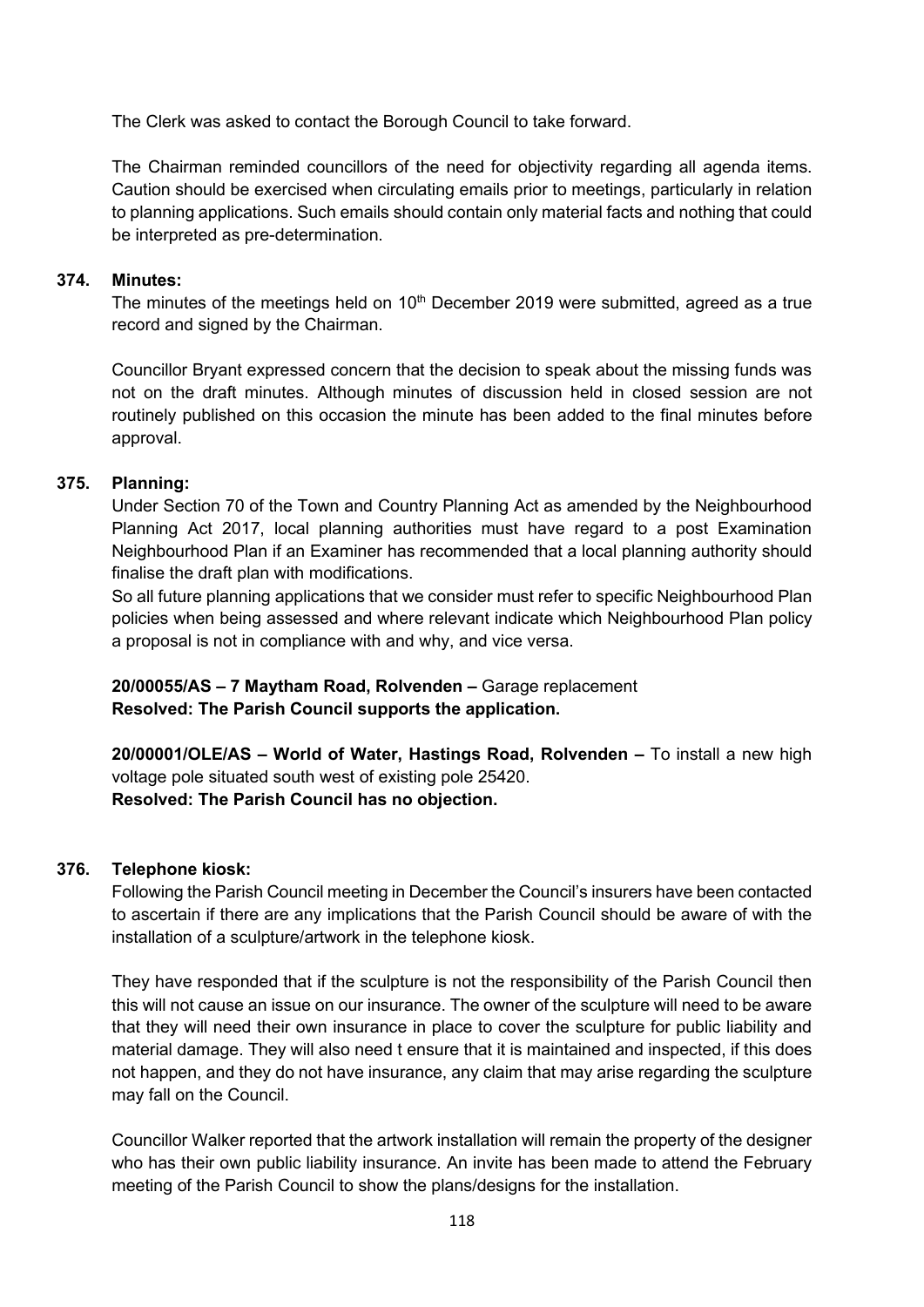The Clerk was asked to contact the Borough Council to take forward.

The Chairman reminded councillors of the need for objectivity regarding all agenda items. Caution should be exercised when circulating emails prior to meetings, particularly in relation to planning applications. Such emails should contain only material facts and nothing that could be interpreted as pre-determination.

**374. Minutes:**

The minutes of the meetings held on 10th December 2019 were submitted, agreed as a true record and signed by the Chairman.

Councillor Bryant expressed concern that the decision to speak about the missing funds was not on the draft minutes. Although minutes of discussion held in closed session are not routinely published on this occasion the minute has been added to the final minutes before approval.

**375. Planning:**

Under Section 70 of the Town and Country Planning Act as amended by the Neighbourhood Planning Act 2017, local planning authorities must have regard to a post Examination Neighbourhood Plan if an Examiner has recommended that a local planning authority should finalise the draft plan with modifications.

So all future planning applications that we consider must refer to specific Neighbourhood Plan policies when being assessed and where relevant indicate which Neighbourhood Plan policy a proposal is not in compliance with and why, and vice versa.

**20/00055/AS – 7 Maytham Road, Rolvenden –** Garage replacement
**Resolved: The Parish Council supports the application.**

**20/00001/OLE/AS – World of Water, Hastings Road, Rolvenden –** To install a new high voltage pole situated south west of existing pole 25420.
**Resolved: The Parish Council has no objection.**

**376. Telephone kiosk:**

Following the Parish Council meeting in December the Council's insurers have been contacted to ascertain if there are any implications that the Parish Council should be aware of with the installation of a sculpture/artwork in the telephone kiosk.

They have responded that if the sculpture is not the responsibility of the Parish Council then this will not cause an issue on our insurance. The owner of the sculpture will need to be aware that they will need their own insurance in place to cover the sculpture for public liability and material damage. They will also need t ensure that it is maintained and inspected, if this does not happen, and they do not have insurance, any claim that may arise regarding the sculpture may fall on the Council.

Councillor Walker reported that the artwork installation will remain the property of the designer who has their own public liability insurance. An invite has been made to attend the February meeting of the Parish Council to show the plans/designs for the installation.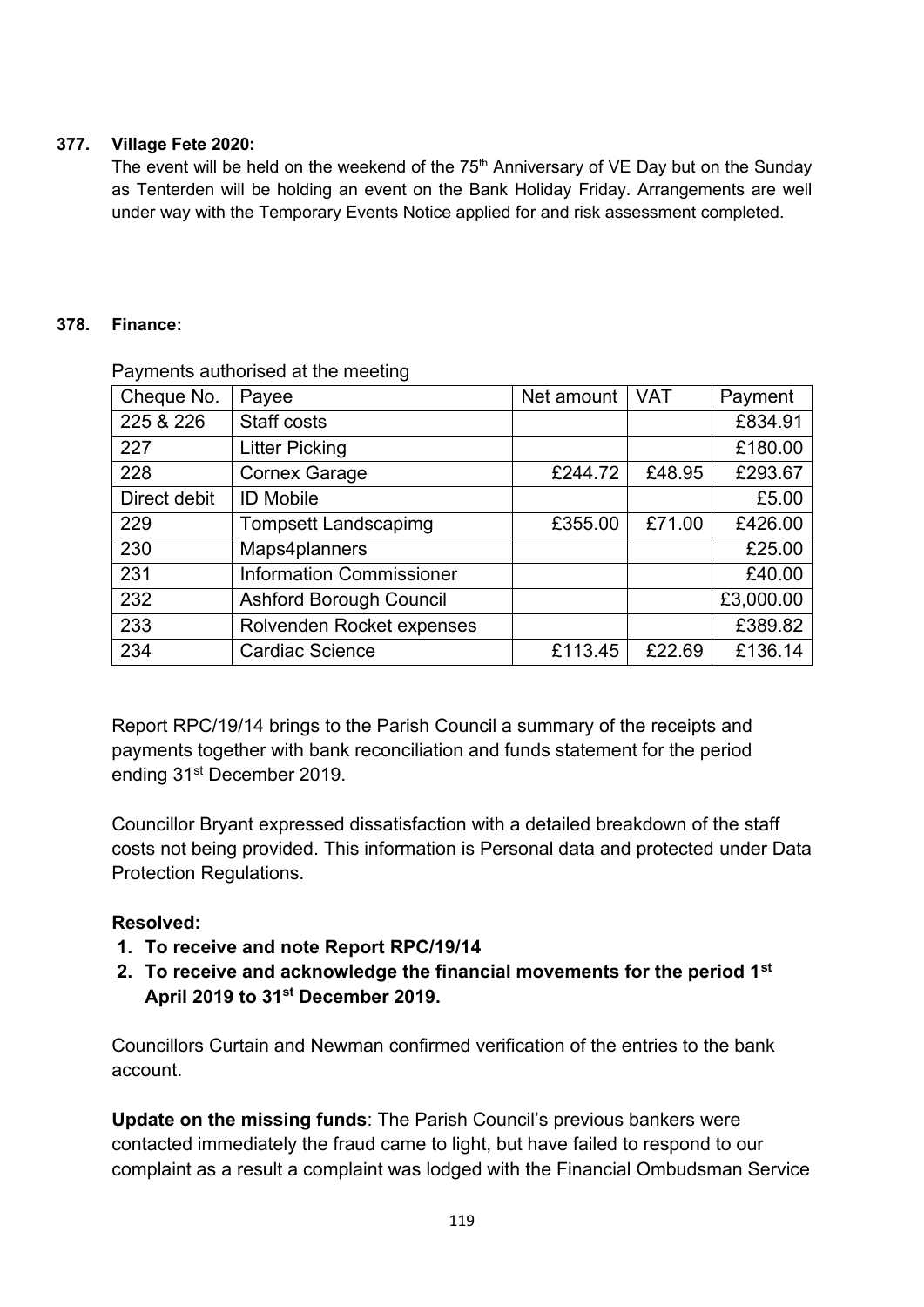**377. Village Fete 2020:**

The event will be held on the weekend of the 75th Anniversary of VE Day but on the Sunday as Tenterden will be holding an event on the Bank Holiday Friday. Arrangements are well under way with the Temporary Events Notice applied for and risk assessment completed.

**378. Finance:**

Payments authorised at the meeting

| Cheque No. | Payee | Net amount | VAT | Payment |
|---|---|---|---|---|
| 225 & 226 | Staff costs | | | £834.91 |
| 227 | Litter Picking | | | £180.00 |
| 228 | Cornex Garage | £244.72 | £48.95 | £293.67 |
| Direct debit | ID Mobile | | | £5.00 |
| 229 | Tompsett Landscapimg | £355.00 | £71.00 | £426.00 |
| 230 | Maps4planners | | | £25.00 |
| 231 | Information Commissioner | | | £40.00 |
| 232 | Ashford Borough Council | | | £3,000.00 |
| 233 | Rolvenden Rocket expenses | | | £389.82 |
| 234 | Cardiac Science | £113.45 | £22.69 | £136.14 |

Report RPC/19/14 brings to the Parish Council a summary of the receipts and payments together with bank reconciliation and funds statement for the period ending 31st December 2019.

Councillor Bryant expressed dissatisfaction with a detailed breakdown of the staff costs not being provided. This information is Personal data and protected under Data Protection Regulations.

**Resolved:**

1. **To receive and note Report RPC/19/14**
2. **To receive and acknowledge the financial movements for the period 1st April 2019 to 31st December 2019.**

Councillors Curtain and Newman confirmed verification of the entries to the bank account.

**Update on the missing funds**: The Parish Council's previous bankers were contacted immediately the fraud came to light, but have failed to respond to our complaint as a result a complaint was lodged with the Financial Ombudsman Service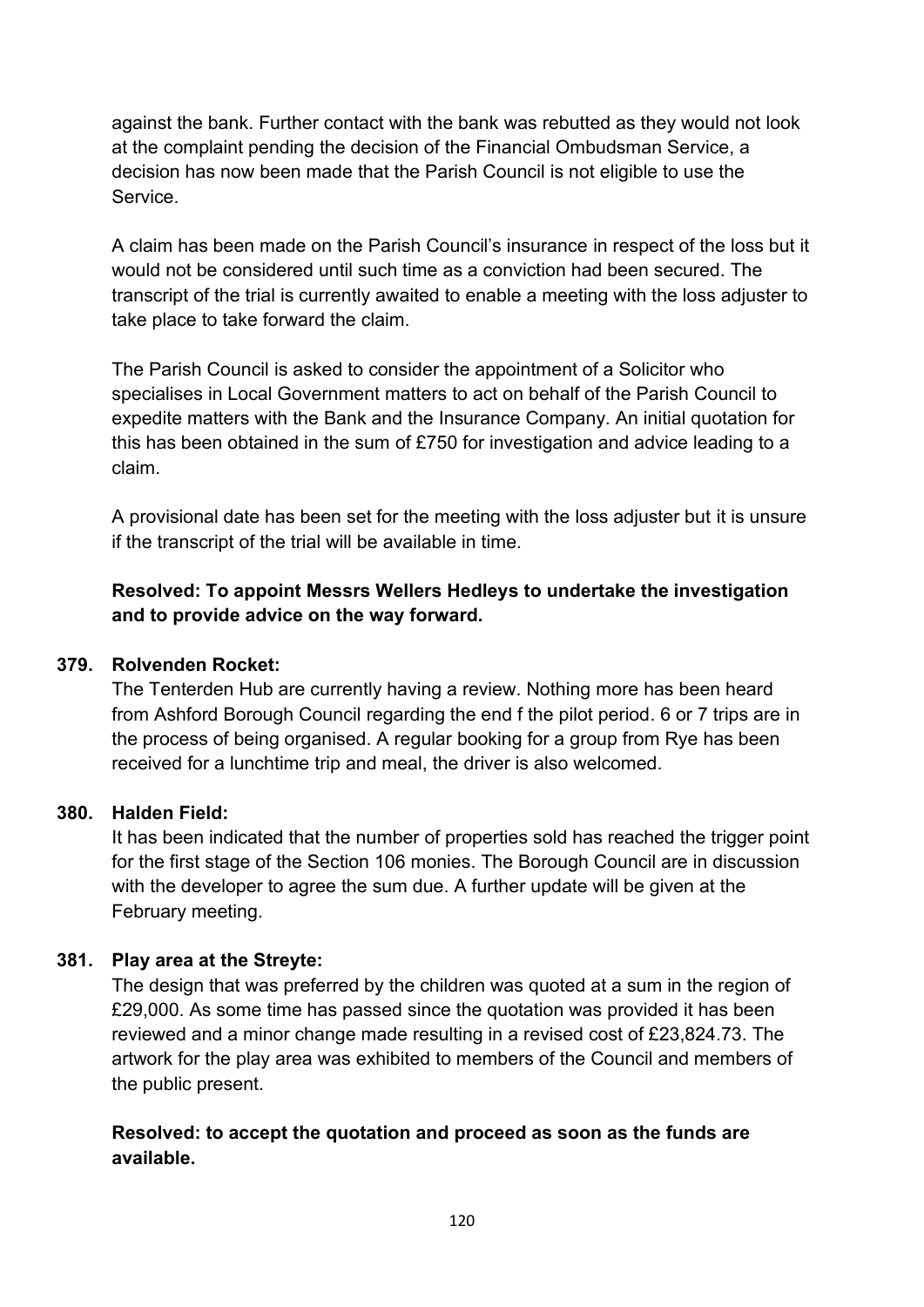against the bank. Further contact with the bank was rebutted as they would not look at the complaint pending the decision of the Financial Ombudsman Service, a decision has now been made that the Parish Council is not eligible to use the Service.

A claim has been made on the Parish Council's insurance in respect of the loss but it would not be considered until such time as a conviction had been secured. The transcript of the trial is currently awaited to enable a meeting with the loss adjuster to take place to take forward the claim.

The Parish Council is asked to consider the appointment of a Solicitor who specialises in Local Government matters to act on behalf of the Parish Council to expedite matters with the Bank and the Insurance Company. An initial quotation for this has been obtained in the sum of £750 for investigation and advice leading to a claim.

A provisional date has been set for the meeting with the loss adjuster but it is unsure if the transcript of the trial will be available in time.

**Resolved: To appoint Messrs Wellers Hedleys to undertake the investigation and to provide advice on the way forward.**

**379. Rolvenden Rocket:**

The Tenterden Hub are currently having a review. Nothing more has been heard from Ashford Borough Council regarding the end f the pilot period. 6 or 7 trips are in the process of being organised. A regular booking for a group from Rye has been received for a lunchtime trip and meal, the driver is also welcomed.

**380. Halden Field:**

It has been indicated that the number of properties sold has reached the trigger point for the first stage of the Section 106 monies. The Borough Council are in discussion with the developer to agree the sum due. A further update will be given at the February meeting.

**381. Play area at the Streyte:**

The design that was preferred by the children was quoted at a sum in the region of £29,000. As some time has passed since the quotation was provided it has been reviewed and a minor change made resulting in a revised cost of £23,824.73. The artwork for the play area was exhibited to members of the Council and members of the public present.

**Resolved: to accept the quotation and proceed as soon as the funds are available.**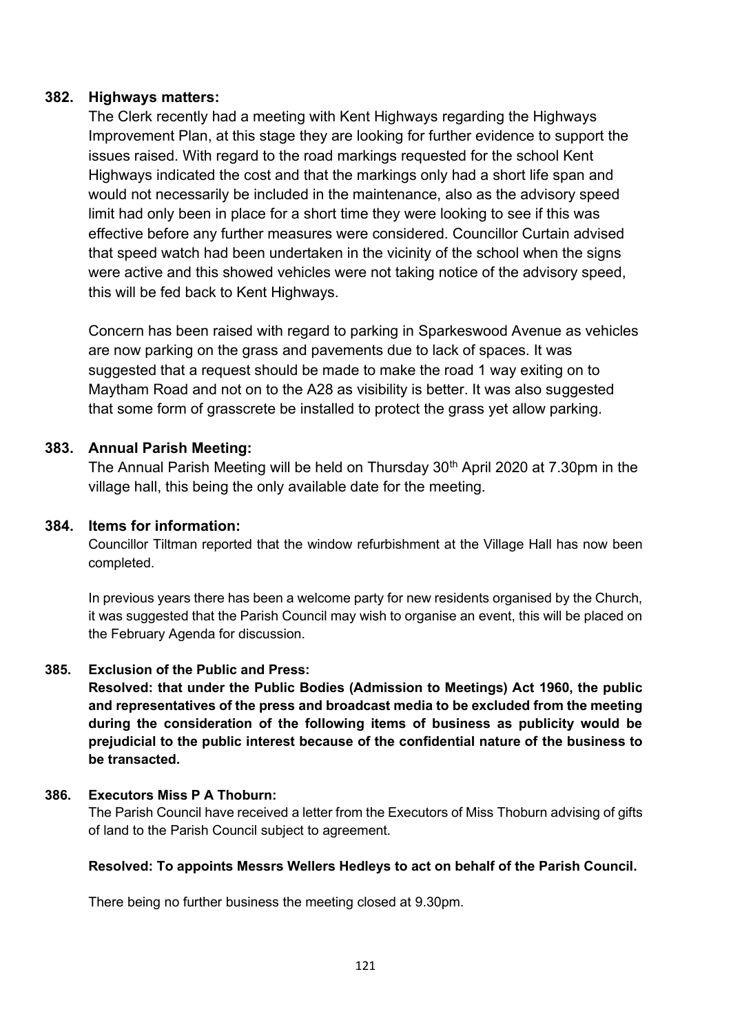**382. Highways matters:**

The Clerk recently had a meeting with Kent Highways regarding the Highways Improvement Plan, at this stage they are looking for further evidence to support the issues raised. With regard to the road markings requested for the school Kent Highways indicated the cost and that the markings only had a short life span and would not necessarily be included in the maintenance, also as the advisory speed limit had only been in place for a short time they were looking to see if this was effective before any further measures were considered. Councillor Curtain advised that speed watch had been undertaken in the vicinity of the school when the signs were active and this showed vehicles were not taking notice of the advisory speed, this will be fed back to Kent Highways.

Concern has been raised with regard to parking in Sparkeswood Avenue as vehicles are now parking on the grass and pavements due to lack of spaces. It was suggested that a request should be made to make the road 1 way exiting on to Maytham Road and not on to the A28 as visibility is better. It was also suggested that some form of grasscrete be installed to protect the grass yet allow parking.

**383. Annual Parish Meeting:**

The Annual Parish Meeting will be held on Thursday 30th April 2020 at 7.30pm in the village hall, this being the only available date for the meeting.

**384. Items for information:**

Councillor Tiltman reported that the window refurbishment at the Village Hall has now been completed.

In previous years there has been a welcome party for new residents organised by the Church, it was suggested that the Parish Council may wish to organise an event, this will be placed on the February Agenda for discussion.

**385. Exclusion of the Public and Press:**

**Resolved: that under the Public Bodies (Admission to Meetings) Act 1960, the public and representatives of the press and broadcast media to be excluded from the meeting during the consideration of the following items of business as publicity would be prejudicial to the public interest because of the confidential nature of the business to be transacted.**

**386. Executors Miss P A Thoburn:**

The Parish Council have received a letter from the Executors of Miss Thoburn advising of gifts of land to the Parish Council subject to agreement.

**Resolved: To appoints Messrs Wellers Hedleys to act on behalf of the Parish Council.**

There being no further business the meeting closed at 9.30pm.